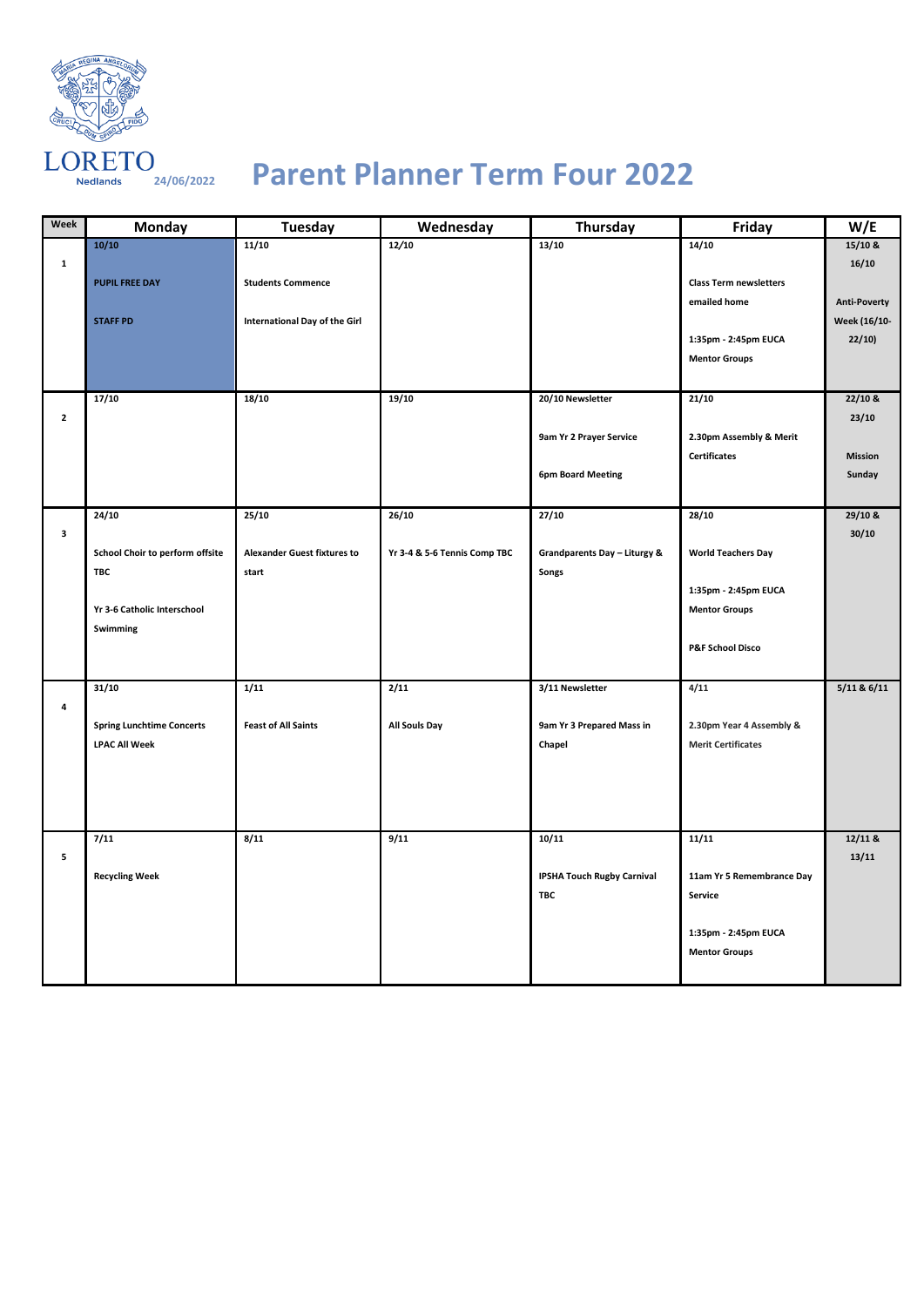LORETO
Nedlands 24/06/2022

# Parent Planner Term Four 2022

| Week | Monday | Tuesday | Wednesday | Thursday | Friday | W/E |
|---|---|---|---|---|---|---|
| 1 | 10/10<br><br>PUPIL FREE DAY<br><br>STAFF PD | 11/10<br><br>Students Commence<br><br>International Day of the Girl | 12/10 | 13/10 | 14/10<br><br>Class Term newsletters emailed home<br><br>1:35pm - 2:45pm EUCA Mentor Groups | 15/10 & 16/10<br><br>Anti-Poverty Week (16/10-22/10) |
| 2 | 17/10 | 18/10 | 19/10 | 20/10 Newsletter<br><br>9am Yr 2 Prayer Service<br><br>6pm Board Meeting | 21/10<br><br>2.30pm Assembly & Merit Certificates | 22/10 & 23/10<br><br>Mission Sunday |
| 3 | 24/10<br><br>School Choir to perform offsite TBC<br><br>Yr 3-6 Catholic Interschool Swimming | 25/10<br><br>Alexander Guest fixtures to start | 26/10<br><br>Yr 3-4 & 5-6 Tennis Comp TBC | 27/10<br><br>Grandparents Day – Liturgy & Songs | 28/10<br><br>World Teachers Day<br><br>1:35pm - 2:45pm EUCA Mentor Groups<br><br>P&F School Disco | 29/10 & 30/10 |
| 4 | 31/10<br><br>Spring Lunchtime Concerts LPAC All Week | 1/11<br><br>Feast of All Saints | 2/11<br><br>All Souls Day | 3/11 Newsletter<br><br>9am Yr 3 Prepared Mass in Chapel | 4/11<br><br>2.30pm Year 4 Assembly & Merit Certificates | 5/11 & 6/11 |
| 5 | 7/11<br><br>Recycling Week | 8/11 | 9/11 | 10/11<br><br>IPSHA Touch Rugby Carnival TBC | 11/11<br><br>11am Yr 5 Remembrance Day Service<br><br>1:35pm - 2:45pm EUCA Mentor Groups | 12/11 & 13/11 |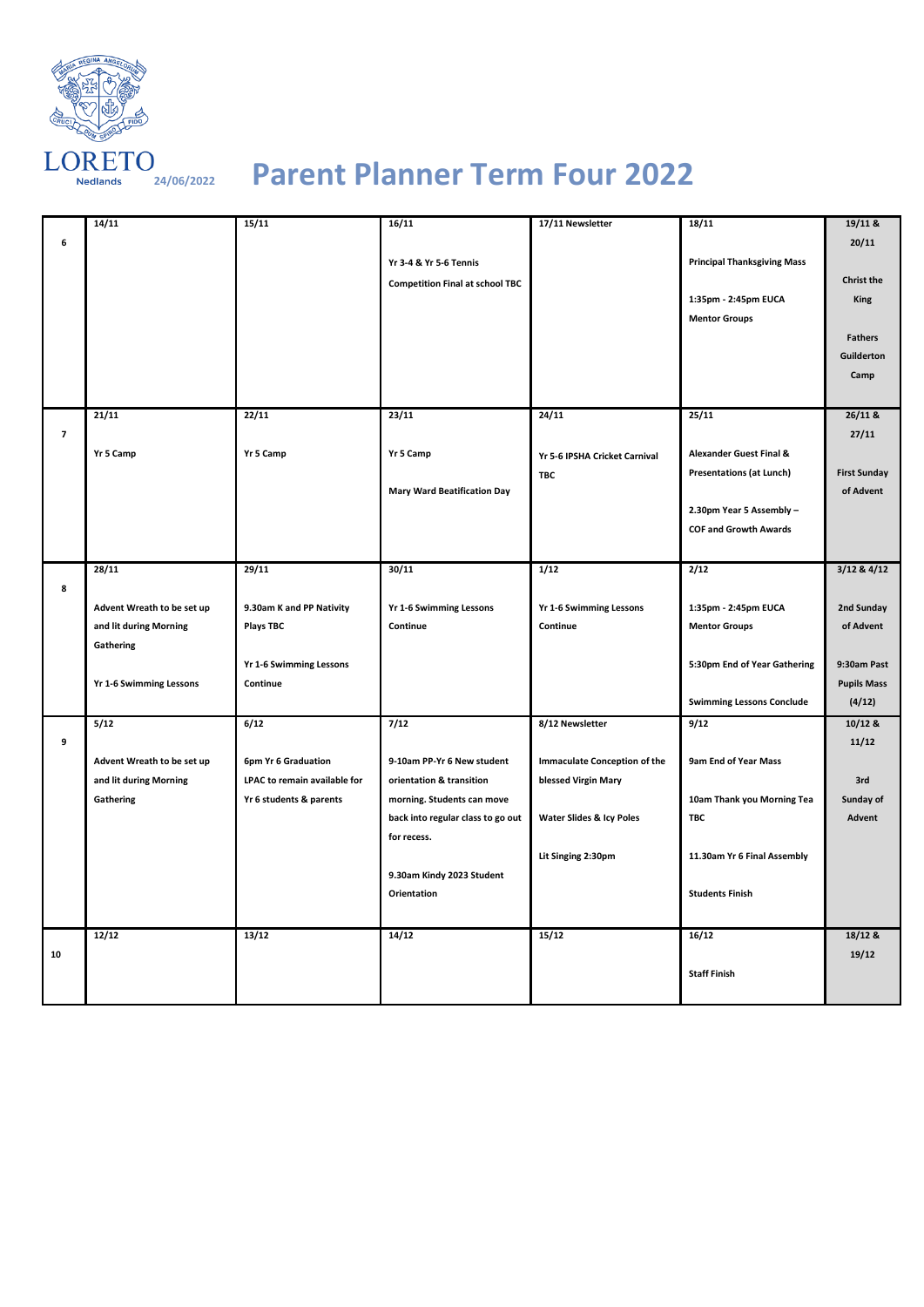LORETO
Nedlands 24/06/2022

# Parent Planner Term Four 2022

| | | | | | | |
|---|---|---|---|---|---|---|
| 6 | 14/11 | 15/11 | 16/11<br><br>Yr 3-4 & Yr 5-6 Tennis Competition Final at school TBC | 17/11 Newsletter | 18/11<br><br>Principal Thanksgiving Mass<br><br>1:35pm - 2:45pm EUCA Mentor Groups | 19/11 & 20/11<br><br>Christ the King<br><br>Fathers Guilderton Camp |
| 7 | 21/11<br><br>Yr 5 Camp | 22/11<br><br>Yr 5 Camp | 23/11<br><br>Yr 5 Camp<br><br>Mary Ward Beatification Day | 24/11<br><br>Yr 5-6 IPSHA Cricket Carnival TBC | 25/11<br><br>Alexander Guest Final & Presentations (at Lunch)<br><br>2.30pm Year 5 Assembly – COF and Growth Awards | 26/11 & 27/11<br><br>First Sunday of Advent |
| 8 | 28/11<br><br>Advent Wreath to be set up and lit during Morning Gathering<br><br>Yr 1-6 Swimming Lessons | 29/11<br><br>9.30am K and PP Nativity Plays TBC<br><br>Yr 1-6 Swimming Lessons Continue | 30/11<br><br>Yr 1-6 Swimming Lessons Continue | 1/12<br><br>Yr 1-6 Swimming Lessons Continue | 2/12<br><br>1:35pm - 2:45pm EUCA Mentor Groups<br><br>5:30pm End of Year Gathering<br><br>Swimming Lessons Conclude | 3/12 & 4/12<br><br>2nd Sunday of Advent<br><br>9:30am Past Pupils Mass (4/12) |
| 9 | 5/12<br><br>Advent Wreath to be set up and lit during Morning Gathering | 6/12<br><br>6pm Yr 6 Graduation LPAC to remain available for Yr 6 students & parents | 7/12<br><br>9-10am PP-Yr 6 New student orientation & transition morning. Students can move back into regular class to go out for recess.<br><br>9.30am Kindy 2023 Student Orientation | 8/12 Newsletter<br><br>Immaculate Conception of the blessed Virgin Mary<br><br>Water Slides & Icy Poles<br><br>Lit Singing 2:30pm | 9/12<br><br>9am End of Year Mass<br><br>10am Thank you Morning Tea TBC<br><br>11.30am Yr 6 Final Assembly<br><br>Students Finish | 10/12 & 11/12<br><br>3rd Sunday of Advent |
| 10 | 12/12 | 13/12 | 14/12 | 15/12 | 16/12<br><br>Staff Finish | 18/12 & 19/12 |